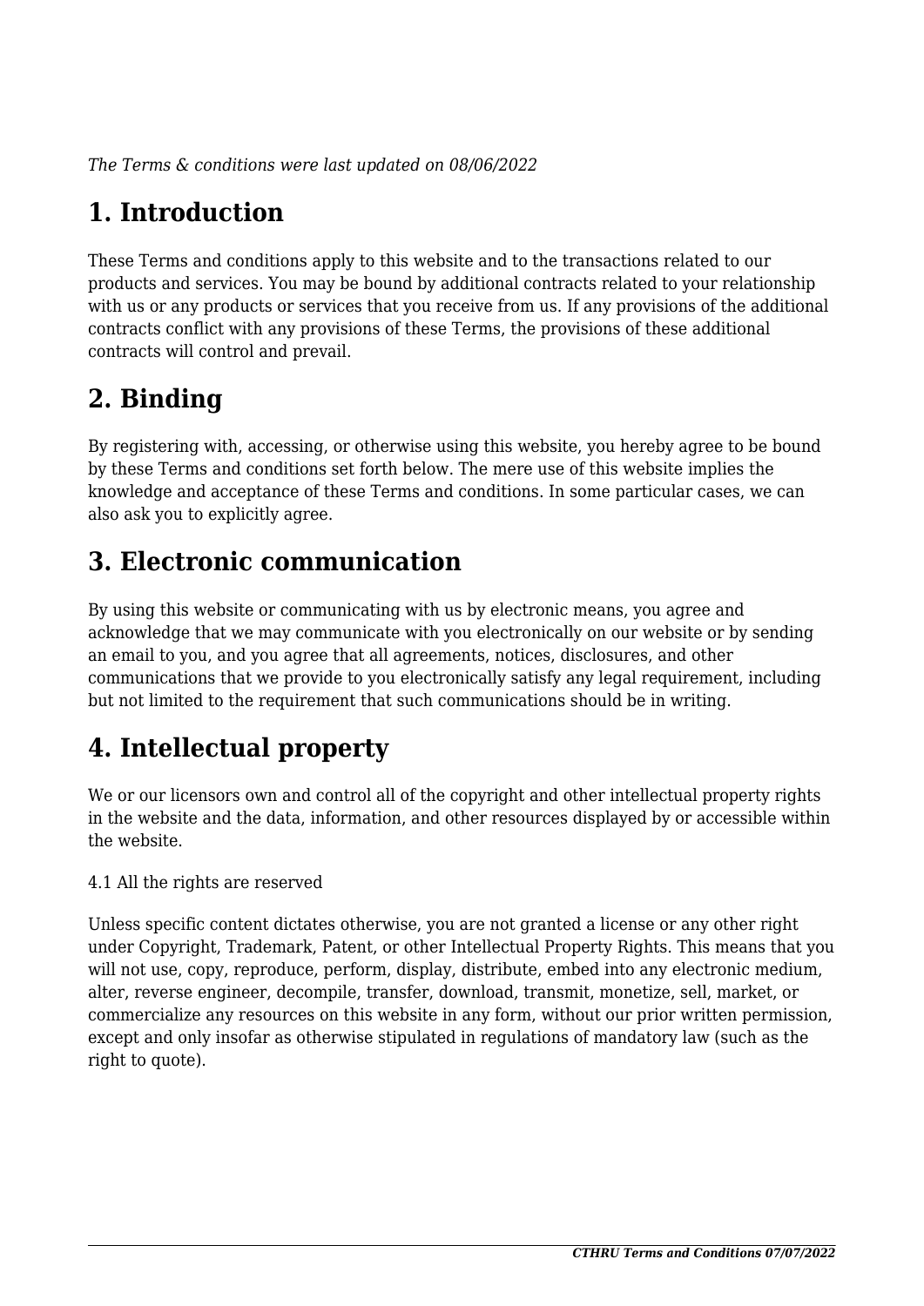*The Terms & conditions were last updated on 08/06/2022*

# 1. Introduction

These Terms and conditions apply to this website and to the transactions related to our products and services. You may be bound by additional contracts related to your relationship with us or any products or services that you receive from us. If any provisions of the additional contracts conflict with any provisions of these Terms, the provisions of these additional contracts will control and prevail.

# 2. Binding

By registering with, accessing, or otherwise using this website, you hereby agree to be bound by these Terms and conditions set forth below. The mere use of this website implies the knowledge and acceptance of these Terms and conditions. In some particular cases, we can also ask you to explicitly agree.

# 3. Electronic communication

By using this website or communicating with us by electronic means, you agree and acknowledge that we may communicate with you electronically on our website or by sending an email to you, and you agree that all agreements, notices, disclosures, and other communications that we provide to you electronically satisfy any legal requirement, including but not limited to the requirement that such communications should be in writing.

# 4. Intellectual property

We or our licensors own and control all of the copyright and other intellectual property rights in the website and the data, information, and other resources displayed by or accessible within the website.

4.1 All the rights are reserved

Unless specific content dictates otherwise, you are not granted a license or any other right under Copyright, Trademark, Patent, or other Intellectual Property Rights. This means that you will not use, copy, reproduce, perform, display, distribute, embed into any electronic medium, alter, reverse engineer, decompile, transfer, download, transmit, monetize, sell, market, or commercialize any resources on this website in any form, without our prior written permission, except and only insofar as otherwise stipulated in regulations of mandatory law (such as the right to quote).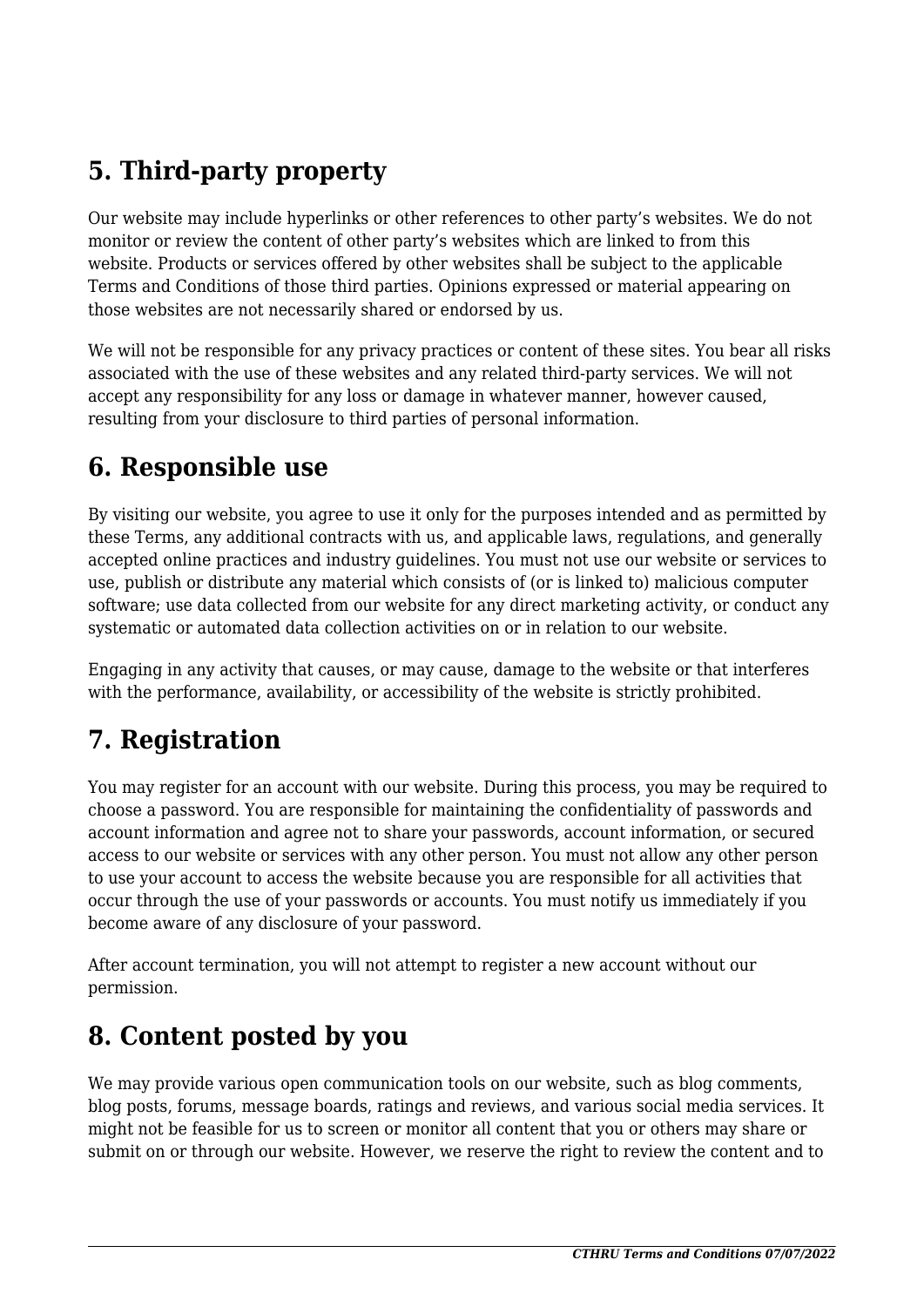## 5. Third-party property

Our website may include hyperlinks or other references to other party's websites. We do not monitor or review the content of other party's websites which are linked to from this website. Products or services offered by other websites shall be subject to the applicable Terms and Conditions of those third parties. Opinions expressed or material appearing on those websites are not necessarily shared or endorsed by us.

We will not be responsible for any privacy practices or content of these sites. You bear all risks associated with the use of these websites and any related third-party services. We will not accept any responsibility for any loss or damage in whatever manner, however caused, resulting from your disclosure to third parties of personal information.

## 6. Responsible use

By visiting our website, you agree to use it only for the purposes intended and as permitted by these Terms, any additional contracts with us, and applicable laws, regulations, and generally accepted online practices and industry guidelines. You must not use our website or services to use, publish or distribute any material which consists of (or is linked to) malicious computer software; use data collected from our website for any direct marketing activity, or conduct any systematic or automated data collection activities on or in relation to our website.

Engaging in any activity that causes, or may cause, damage to the website or that interferes with the performance, availability, or accessibility of the website is strictly prohibited.

## 7. Registration

You may register for an account with our website. During this process, you may be required to choose a password. You are responsible for maintaining the confidentiality of passwords and account information and agree not to share your passwords, account information, or secured access to our website or services with any other person. You must not allow any other person to use your account to access the website because you are responsible for all activities that occur through the use of your passwords or accounts. You must notify us immediately if you become aware of any disclosure of your password.

After account termination, you will not attempt to register a new account without our permission.

## 8. Content posted by you

We may provide various open communication tools on our website, such as blog comments, blog posts, forums, message boards, ratings and reviews, and various social media services. It might not be feasible for us to screen or monitor all content that you or others may share or submit on or through our website. However, we reserve the right to review the content and to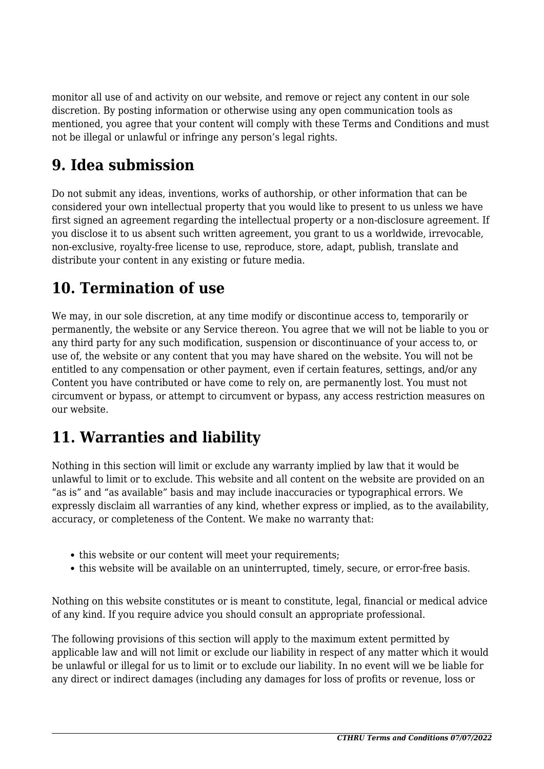monitor all use of and activity on our website, and remove or reject any content in our sole discretion. By posting information or otherwise using any open communication tools as mentioned, you agree that your content will comply with these Terms and Conditions and must not be illegal or unlawful or infringe any person's legal rights.

## 9. Idea submission

Do not submit any ideas, inventions, works of authorship, or other information that can be considered your own intellectual property that you would like to present to us unless we have first signed an agreement regarding the intellectual property or a non-disclosure agreement. If you disclose it to us absent such written agreement, you grant to us a worldwide, irrevocable, non-exclusive, royalty-free license to use, reproduce, store, adapt, publish, translate and distribute your content in any existing or future media.

## 10. Termination of use

We may, in our sole discretion, at any time modify or discontinue access to, temporarily or permanently, the website or any Service thereon. You agree that we will not be liable to you or any third party for any such modification, suspension or discontinuance of your access to, or use of, the website or any content that you may have shared on the website. You will not be entitled to any compensation or other payment, even if certain features, settings, and/or any Content you have contributed or have come to rely on, are permanently lost. You must not circumvent or bypass, or attempt to circumvent or bypass, any access restriction measures on our website.

## 11. Warranties and liability

Nothing in this section will limit or exclude any warranty implied by law that it would be unlawful to limit or to exclude. This website and all content on the website are provided on an "as is" and "as available" basis and may include inaccuracies or typographical errors. We expressly disclaim all warranties of any kind, whether express or implied, as to the availability, accuracy, or completeness of the Content. We make no warranty that:

- this website or our content will meet your requirements;
- this website will be available on an uninterrupted, timely, secure, or error-free basis.

Nothing on this website constitutes or is meant to constitute, legal, financial or medical advice of any kind. If you require advice you should consult an appropriate professional.

The following provisions of this section will apply to the maximum extent permitted by applicable law and will not limit or exclude our liability in respect of any matter which it would be unlawful or illegal for us to limit or to exclude our liability. In no event will we be liable for any direct or indirect damages (including any damages for loss of profits or revenue, loss or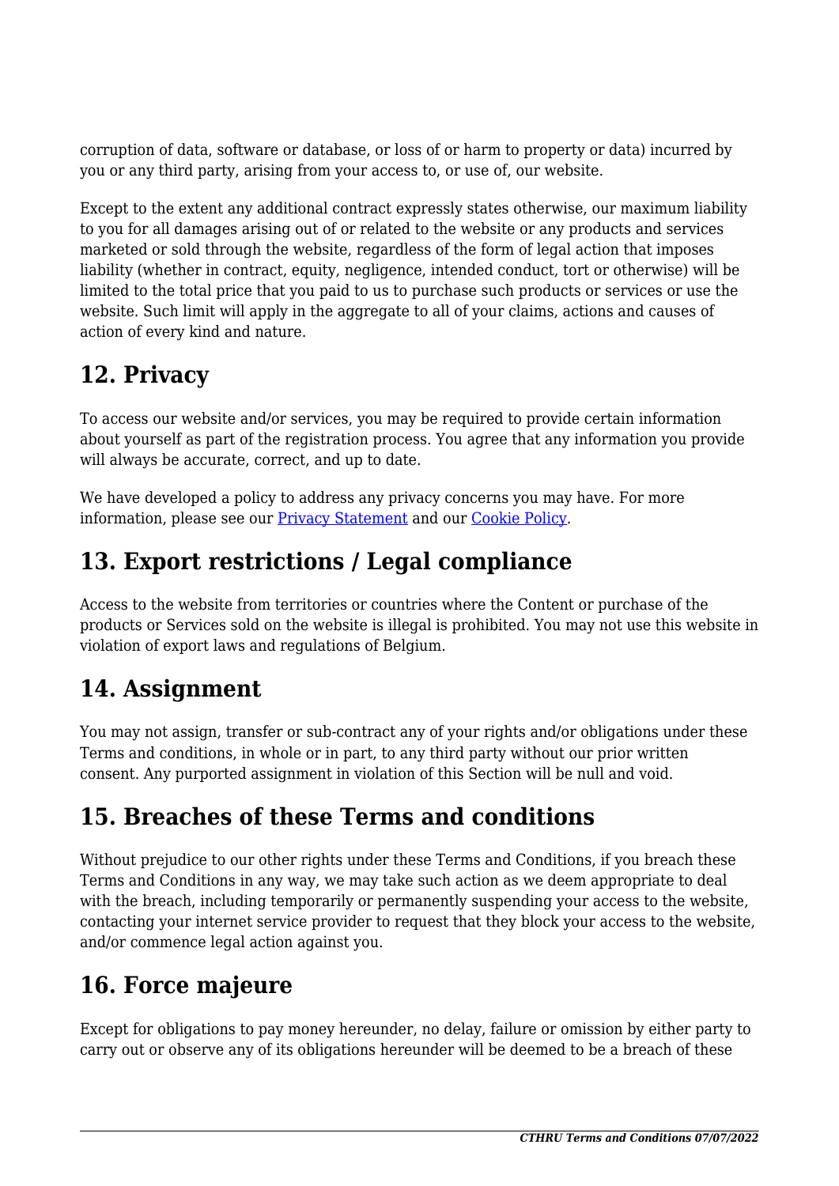corruption of data, software or database, or loss of or harm to property or data) incurred by you or any third party, arising from your access to, or use of, our website.

Except to the extent any additional contract expressly states otherwise, our maximum liability to you for all damages arising out of or related to the website or any products and services marketed or sold through the website, regardless of the form of legal action that imposes liability (whether in contract, equity, negligence, intended conduct, tort or otherwise) will be limited to the total price that you paid to us to purchase such products or services or use the website. Such limit will apply in the aggregate to all of your claims, actions and causes of action of every kind and nature.

## 12. Privacy

To access our website and/or services, you may be required to provide certain information about yourself as part of the registration process. You agree that any information you provide will always be accurate, correct, and up to date.

We have developed a policy to address any privacy concerns you may have. For more information, please see our [Privacy Statement] and our [Cookie Policy].

## 13. Export restrictions / Legal compliance

Access to the website from territories or countries where the Content or purchase of the products or Services sold on the website is illegal is prohibited. You may not use this website in violation of export laws and regulations of Belgium.

## 14. Assignment

You may not assign, transfer or sub-contract any of your rights and/or obligations under these Terms and conditions, in whole or in part, to any third party without our prior written consent. Any purported assignment in violation of this Section will be null and void.

## 15. Breaches of these Terms and conditions

Without prejudice to our other rights under these Terms and Conditions, if you breach these Terms and Conditions in any way, we may take such action as we deem appropriate to deal with the breach, including temporarily or permanently suspending your access to the website, contacting your internet service provider to request that they block your access to the website, and/or commence legal action against you.

## 16. Force majeure

Except for obligations to pay money hereunder, no delay, failure or omission by either party to carry out or observe any of its obligations hereunder will be deemed to be a breach of these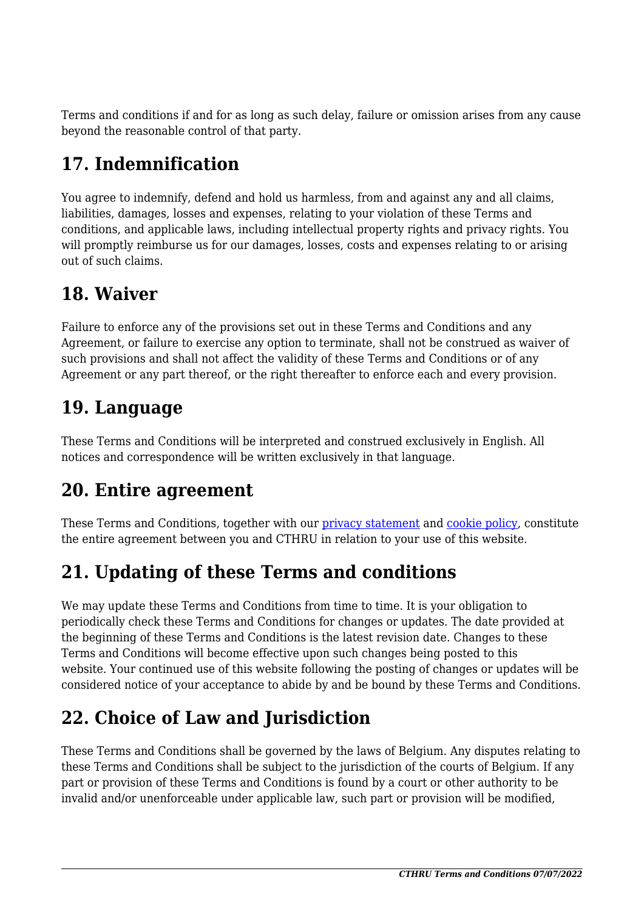Terms and conditions if and for as long as such delay, failure or omission arises from any cause beyond the reasonable control of that party.

## 17. Indemnification

You agree to indemnify, defend and hold us harmless, from and against any and all claims, liabilities, damages, losses and expenses, relating to your violation of these Terms and conditions, and applicable laws, including intellectual property rights and privacy rights. You will promptly reimburse us for our damages, losses, costs and expenses relating to or arising out of such claims.

## 18. Waiver

Failure to enforce any of the provisions set out in these Terms and Conditions and any Agreement, or failure to exercise any option to terminate, shall not be construed as waiver of such provisions and shall not affect the validity of these Terms and Conditions or of any Agreement or any part thereof, or the right thereafter to enforce each and every provision.

## 19. Language

These Terms and Conditions will be interpreted and construed exclusively in English. All notices and correspondence will be written exclusively in that language.

## 20. Entire agreement

These Terms and Conditions, together with our privacy statement and cookie policy, constitute the entire agreement between you and CTHRU in relation to your use of this website.

## 21. Updating of these Terms and conditions

We may update these Terms and Conditions from time to time. It is your obligation to periodically check these Terms and Conditions for changes or updates. The date provided at the beginning of these Terms and Conditions is the latest revision date. Changes to these Terms and Conditions will become effective upon such changes being posted to this website. Your continued use of this website following the posting of changes or updates will be considered notice of your acceptance to abide by and be bound by these Terms and Conditions.

## 22. Choice of Law and Jurisdiction

These Terms and Conditions shall be governed by the laws of Belgium. Any disputes relating to these Terms and Conditions shall be subject to the jurisdiction of the courts of Belgium. If any part or provision of these Terms and Conditions is found by a court or other authority to be invalid and/or unenforceable under applicable law, such part or provision will be modified,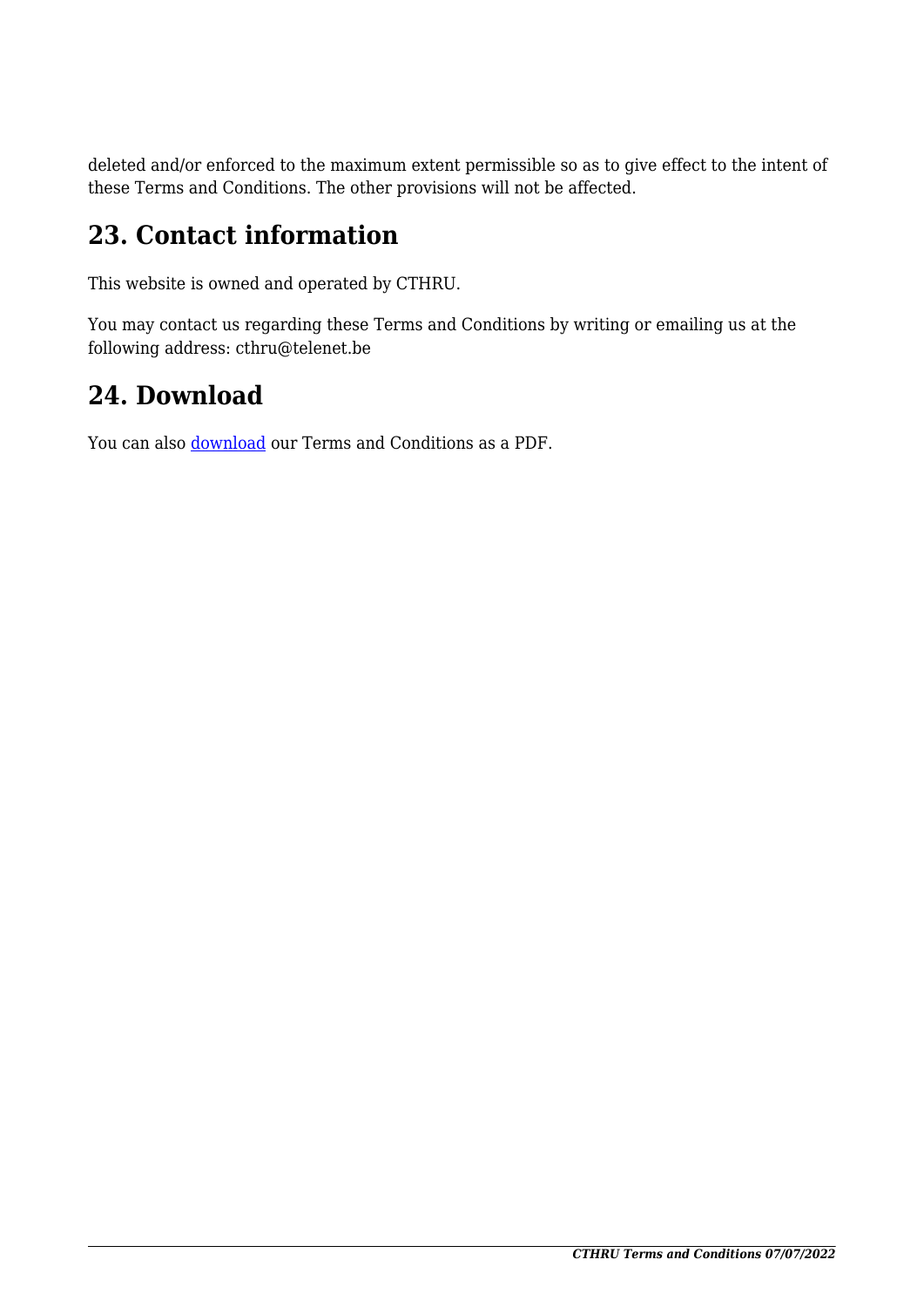deleted and/or enforced to the maximum extent permissible so as to give effect to the intent of these Terms and Conditions. The other provisions will not be affected.

## 23. Contact information

This website is owned and operated by CTHRU.

You may contact us regarding these Terms and Conditions by writing or emailing us at the following address: cthru@telenet.be

## 24. Download

You can also download our Terms and Conditions as a PDF.